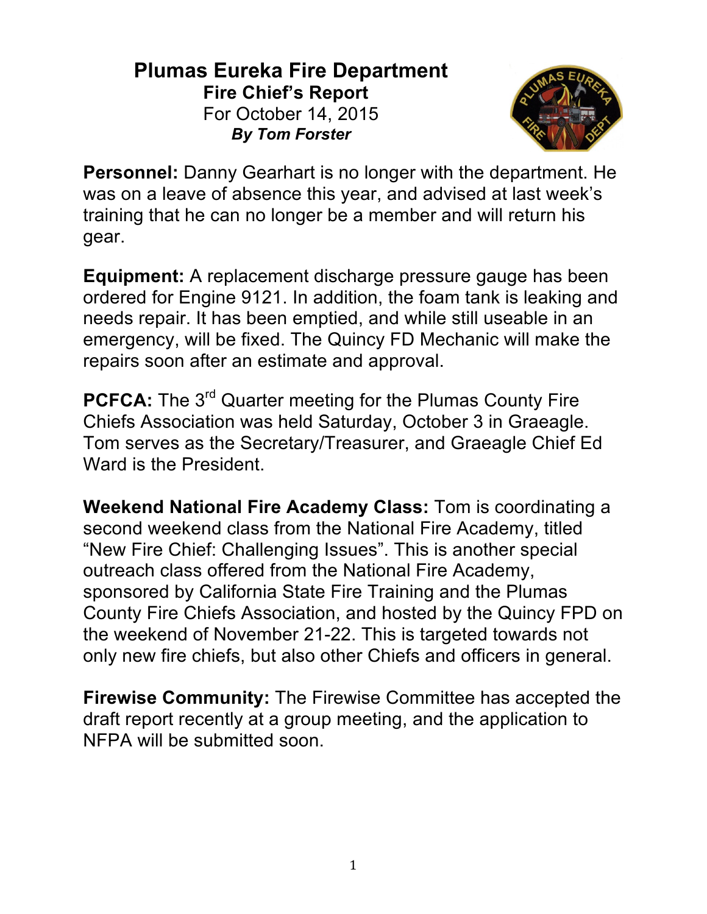# Plumas Eureka Fire Department

## Fire Chief's Report

For October 14, 2015

***By Tom Forster***

**Personnel:** Danny Gearhart is no longer with the department. He was on a leave of absence this year, and advised at last week's training that he can no longer be a member and will return his gear.

**Equipment:** A replacement discharge pressure gauge has been ordered for Engine 9121. In addition, the foam tank is leaking and needs repair. It has been emptied, and while still useable in an emergency, will be fixed. The Quincy FD Mechanic will make the repairs soon after an estimate and approval.

**PCFCA:** The 3rd Quarter meeting for the Plumas County Fire Chiefs Association was held Saturday, October 3 in Graeagle. Tom serves as the Secretary/Treasurer, and Graeagle Chief Ed Ward is the President.

**Weekend National Fire Academy Class:** Tom is coordinating a second weekend class from the National Fire Academy, titled "New Fire Chief: Challenging Issues". This is another special outreach class offered from the National Fire Academy, sponsored by California State Fire Training and the Plumas County Fire Chiefs Association, and hosted by the Quincy FPD on the weekend of November 21-22. This is targeted towards not only new fire chiefs, but also other Chiefs and officers in general.

**Firewise Community:** The Firewise Committee has accepted the draft report recently at a group meeting, and the application to NFPA will be submitted soon.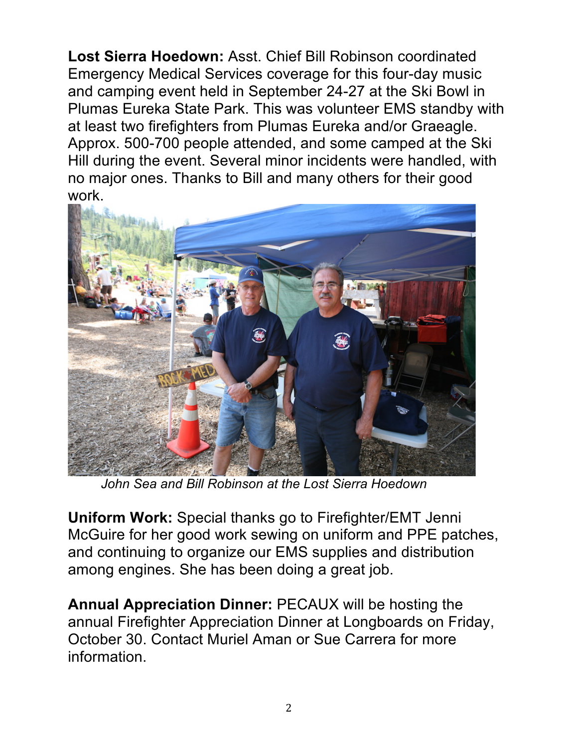**Lost Sierra Hoedown:** Asst. Chief Bill Robinson coordinated Emergency Medical Services coverage for this four-day music and camping event held in September 24-27 at the Ski Bowl in Plumas Eureka State Park. This was volunteer EMS standby with at least two firefighters from Plumas Eureka and/or Graeagle. Approx. 500-700 people attended, and some camped at the Ski Hill during the event. Several minor incidents were handled, with no major ones. Thanks to Bill and many others for their good work.

*John Sea and Bill Robinson at the Lost Sierra Hoedown*

**Uniform Work:** Special thanks go to Firefighter/EMT Jenni McGuire for her good work sewing on uniform and PPE patches, and continuing to organize our EMS supplies and distribution among engines. She has been doing a great job.

**Annual Appreciation Dinner:** PECAUX will be hosting the annual Firefighter Appreciation Dinner at Longboards on Friday, October 30. Contact Muriel Aman or Sue Carrera for more information.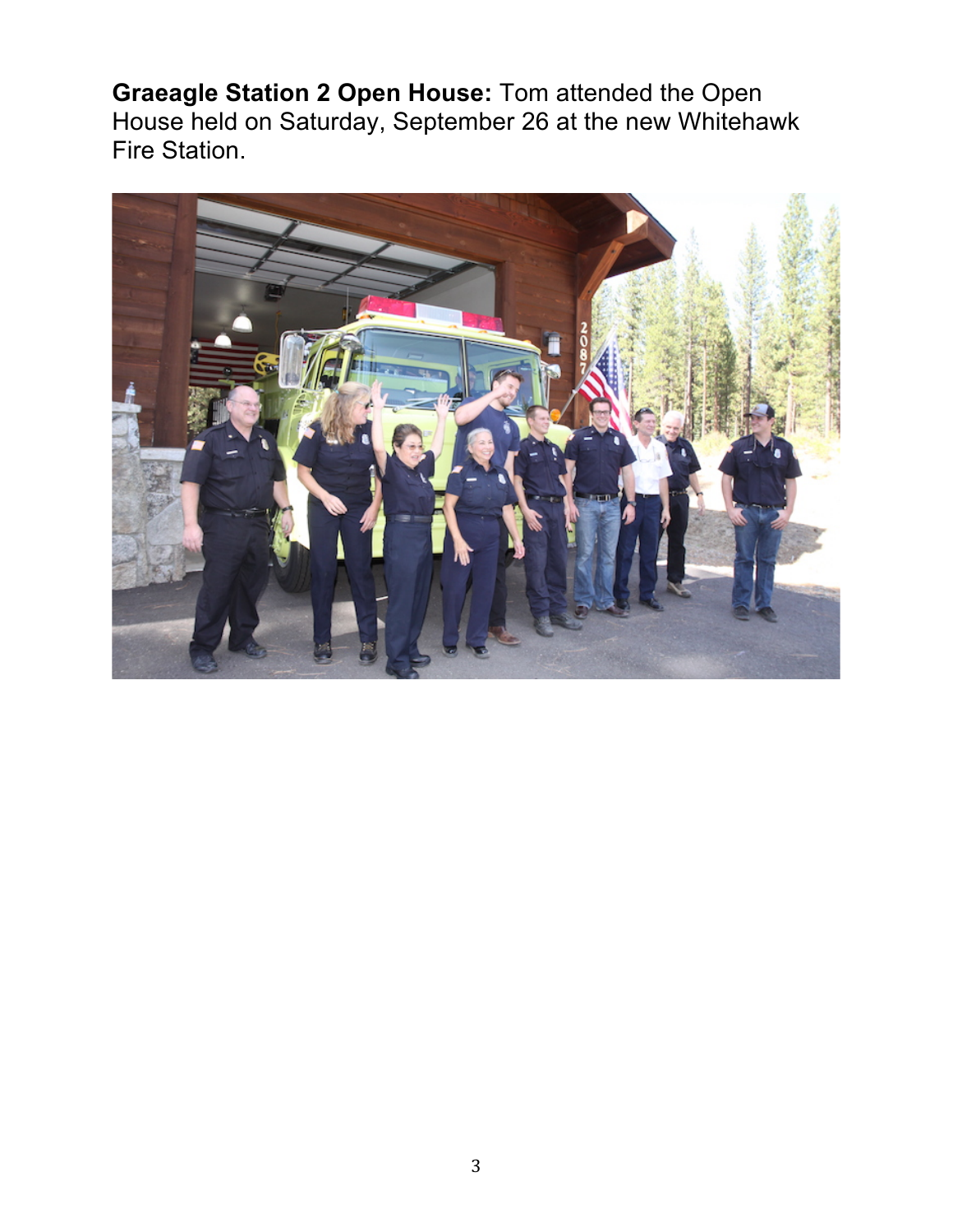**Graeagle Station 2 Open House:** Tom attended the Open House held on Saturday, September 26 at the new Whitehawk Fire Station.